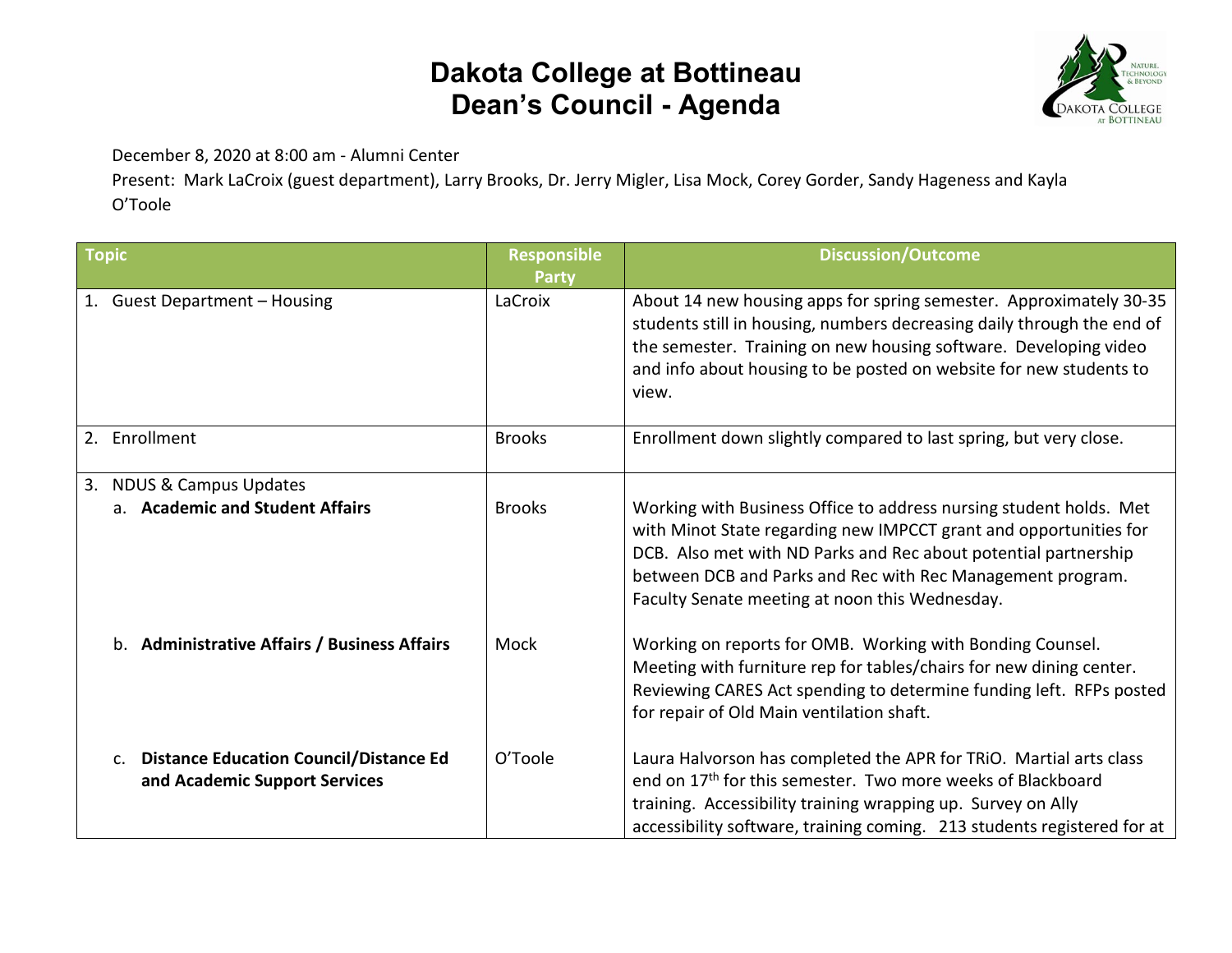# Dakota College at Bottineau
# Dean's Council - Agenda

December 8, 2020 at 8:00 am - Alumni Center

Present: Mark LaCroix (guest department), Larry Brooks, Dr. Jerry Migler, Lisa Mock, Corey Gorder, Sandy Hageness and Kayla O'Toole

| Topic | Responsible Party | Discussion/Outcome |
|---|---|---|
| 1. Guest Department – Housing | LaCroix | About 14 new housing apps for spring semester. Approximately 30-35 students still in housing, numbers decreasing daily through the end of the semester. Training on new housing software. Developing video and info about housing to be posted on website for new students to view. |
| 2. Enrollment | Brooks | Enrollment down slightly compared to last spring, but very close. |
| 3. NDUS & Campus Updates | | |
| a. **Academic and Student Affairs** | Brooks | Working with Business Office to address nursing student holds. Met with Minot State regarding new IMPCCT grant and opportunities for DCB. Also met with ND Parks and Rec about potential partnership between DCB and Parks and Rec with Rec Management program. Faculty Senate meeting at noon this Wednesday. |
| b. **Administrative Affairs / Business Affairs** | Mock | Working on reports for OMB. Working with Bonding Counsel. Meeting with furniture rep for tables/chairs for new dining center. Reviewing CARES Act spending to determine funding left. RFPs posted for repair of Old Main ventilation shaft. |
| c. **Distance Education Council/Distance Ed and Academic Support Services** | O'Toole | Laura Halvorson has completed the APR for TRiO. Martial arts class end on 17th for this semester. Two more weeks of Blackboard training. Accessibility training wrapping up. Survey on Ally accessibility software, training coming. 213 students registered for at |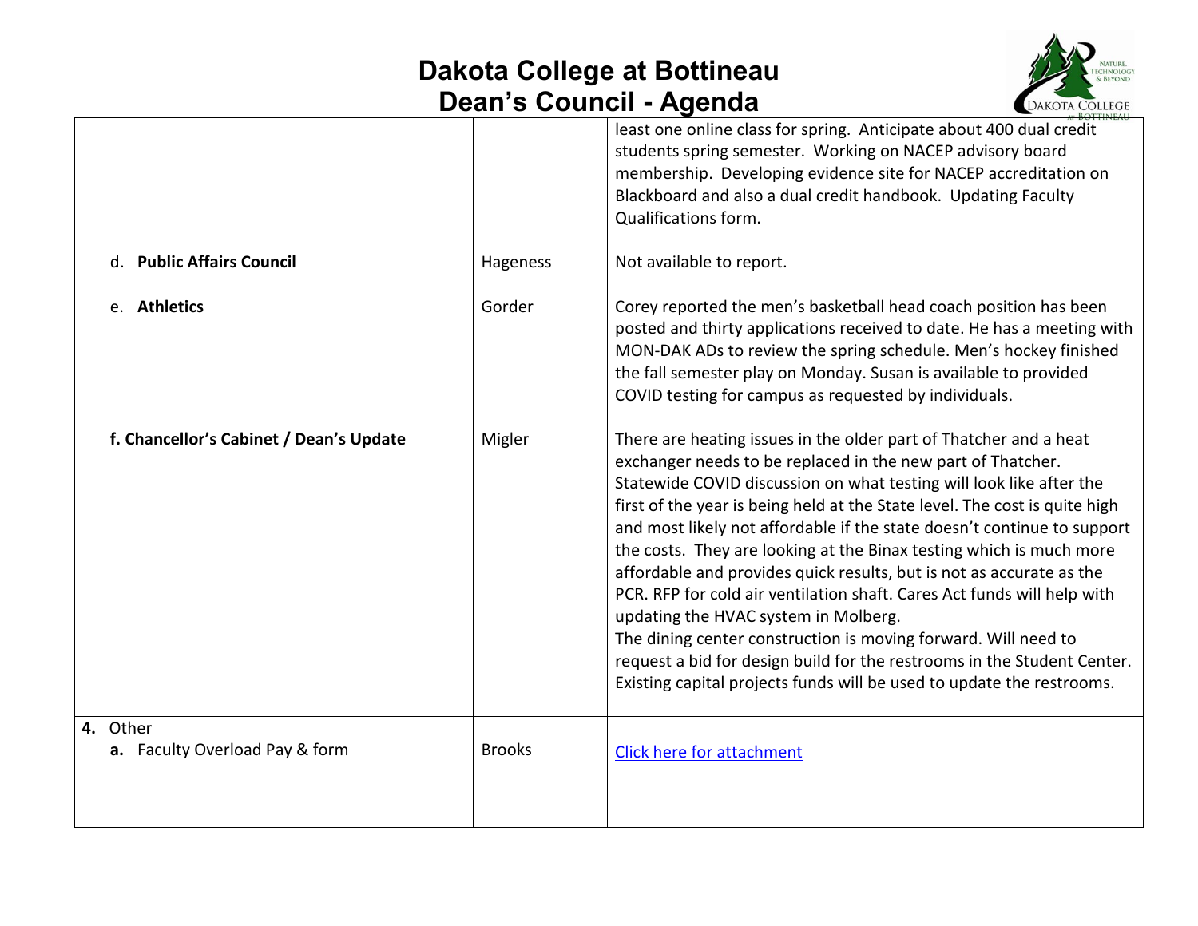| | | |
|---|---|---|
| | | least one online class for spring. Anticipate about 400 dual credit students spring semester. Working on NACEP advisory board membership. Developing evidence site for NACEP accreditation on Blackboard and also a dual credit handbook. Updating Faculty Qualifications form. |
| d. **Public Affairs Council** | Hageness | Not available to report. |
| e. **Athletics** | Gorder | Corey reported the men's basketball head coach position has been posted and thirty applications received to date. He has a meeting with MON-DAK ADs to review the spring schedule. Men's hockey finished the fall semester play on Monday. Susan is available to provided COVID testing for campus as requested by individuals. |
| **f. Chancellor's Cabinet / Dean's Update** | Migler | There are heating issues in the older part of Thatcher and a heat exchanger needs to be replaced in the new part of Thatcher. Statewide COVID discussion on what testing will look like after the first of the year is being held at the State level. The cost is quite high and most likely not affordable if the state doesn't continue to support the costs. They are looking at the Binax testing which is much more affordable and provides quick results, but is not as accurate as the PCR. RFP for cold air ventilation shaft. Cares Act funds will help with updating the HVAC system in Molberg.<br>The dining center construction is moving forward. Will need to request a bid for design build for the restrooms in the Student Center. Existing capital projects funds will be used to update the restrooms. |
| **4.** Other<br>**a.** Faculty Overload Pay & form | Brooks | Click here for attachment |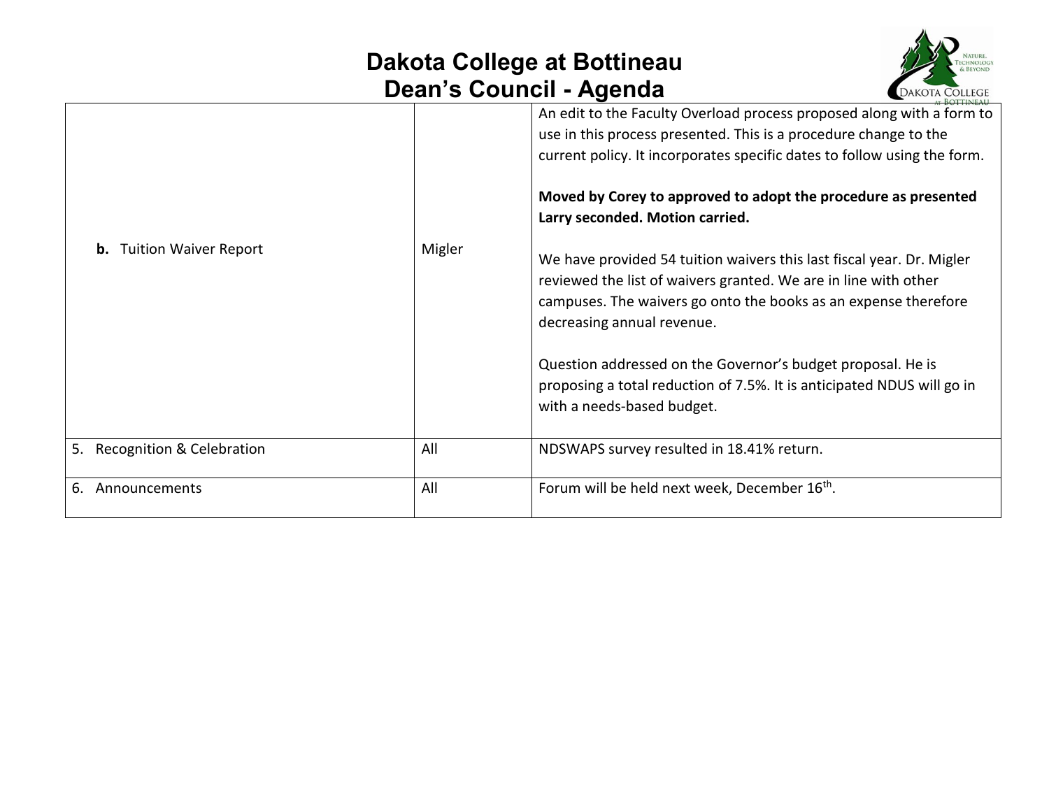# Dakota College at Bottineau
# Dean's Council - Agenda

| | | |
|---|---|---|
| **b.** Tuition Waiver Report | Migler | An edit to the Faculty Overload process proposed along with a form to use in this process presented. This is a procedure change to the current policy. It incorporates specific dates to follow using the form.<br><br>**Moved by Corey to approved to adopt the procedure as presented Larry seconded. Motion carried.**<br><br>We have provided 54 tuition waivers this last fiscal year. Dr. Migler reviewed the list of waivers granted. We are in line with other campuses. The waivers go onto the books as an expense therefore decreasing annual revenue.<br><br>Question addressed on the Governor's budget proposal. He is proposing a total reduction of 7.5%. It is anticipated NDUS will go in with a needs-based budget. |
| 5. Recognition & Celebration | All | NDSWAPS survey resulted in 18.41% return. |
| 6. Announcements | All | Forum will be held next week, December 16th. |